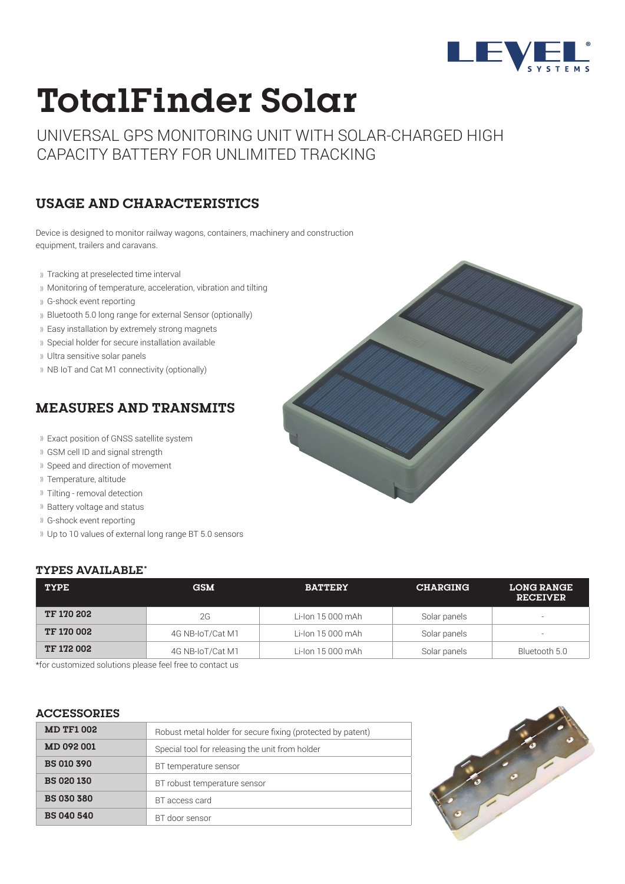# TotalFinder Solar

UNIVERSAL GPS MONITORING UNIT WITH SOLAR-CHARGED HIGH CAPACITY BATTERY FOR UNLIMITED TRACKING

## USAGE AND CHARACTERISTICS

Device is designed to monitor railway wagons, containers, machinery and construction equipment, trailers and caravans.

- Tracking at preselected time interval
- Monitoring of temperature, acceleration, vibration and tilting
- G-shock event reporting
- Bluetooth 5.0 long range for external Sensor (optionally)
- Easy installation by extremely strong magnets
- Special holder for secure installation available
- Ultra sensitive solar panels
- NB IoT and Cat M1 connectivity (optionally)

## MEASURES AND TRANSMITS

- Exact position of GNSS satellite system
- GSM cell ID and signal strength
- Speed and direction of movement
- Temperature, altitude
- Tilting - removal detection
- Battery voltage and status
- G-shock event reporting
- Up to 10 values of external long range BT 5.0 sensors

### TYPES AVAILABLE*

| TYPE | GSM | BATTERY | CHARGING | LONG RANGE RECEIVER |
|---|---|---|---|---|
| **TF 170 202** | 2G | Li-Ion 15 000 mAh | Solar panels | - |
| **TF 170 002** | 4G NB-IoT/Cat M1 | Li-Ion 15 000 mAh | Solar panels | - |
| **TF 172 002** | 4G NB-IoT/Cat M1 | Li-Ion 15 000 mAh | Solar panels | Bluetooth 5.0 |

*for customized solutions please feel free to contact us

### ACCESSORIES

| | |
|---|---|
| **MD TF1 002** | Robust metal holder for secure fixing (protected by patent) |
| **MD 092 001** | Special tool for releasing the unit from holder |
| **BS 010 390** | BT temperature sensor |
| **BS 020 130** | BT robust temperature sensor |
| **BS 030 380** | BT access card |
| **BS 040 540** | BT door sensor |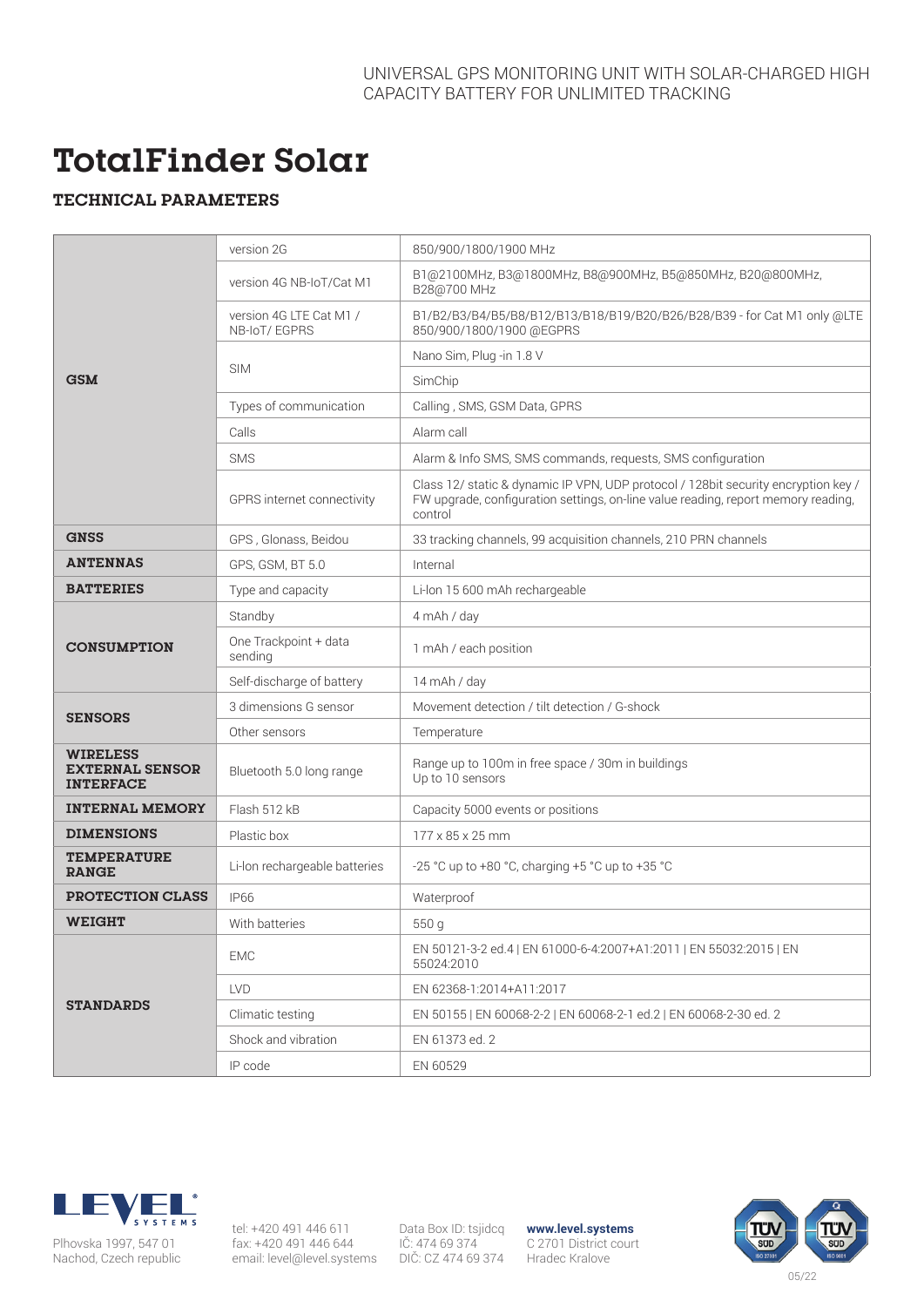UNIVERSAL GPS MONITORING UNIT WITH SOLAR-CHARGED HIGH CAPACITY BATTERY FOR UNLIMITED TRACKING

# TotalFinder Solar

## TECHNICAL PARAMETERS

| | | |
|---|---|---|
| **GSM** | version 2G | 850/900/1800/1900 MHz |
| | version 4G NB-IoT/Cat M1 | B1@2100MHz, B3@1800MHz, B8@900MHz, B5@850MHz, B20@800MHz, B28@700 MHz |
| | version 4G LTE Cat M1 / NB-IoT/ EGPRS | B1/B2/B3/B4/B5/B8/B12/B13/B18/B19/B20/B26/B28/B39 - for Cat M1 only @LTE 850/900/1800/1900 @EGPRS |
| | SIM | Nano Sim, Plug -in 1.8 V |
| | | SimChip |
| | Types of communication | Calling , SMS, GSM Data, GPRS |
| | Calls | Alarm call |
| | SMS | Alarm & Info SMS, SMS commands, requests, SMS configuration |
| | GPRS internet connectivity | Class 12/ static & dynamic IP VPN, UDP protocol / 128bit security encryption key / FW upgrade, configuration settings, on-line value reading, report memory reading, control |
| **GNSS** | GPS , Glonass, Beidou | 33 tracking channels, 99 acquisition channels, 210 PRN channels |
| **ANTENNAS** | GPS, GSM, BT 5.0 | Internal |
| **BATTERIES** | Type and capacity | Li-Ion 15 600 mAh rechargeable |
| **CONSUMPTION** | Standby | 4 mAh / day |
| | One Trackpoint + data sending | 1 mAh / each position |
| | Self-discharge of battery | 14 mAh / day |
| **SENSORS** | 3 dimensions G sensor | Movement detection / tilt detection / G-shock |
| | Other sensors | Temperature |
| **WIRELESS EXTERNAL SENSOR INTERFACE** | Bluetooth 5.0 long range | Range up to 100m in free space / 30m in buildings<br>Up to 10 sensors |
| **INTERNAL MEMORY** | Flash 512 kB | Capacity 5000 events or positions |
| **DIMENSIONS** | Plastic box | 177 x 85 x 25 mm |
| **TEMPERATURE RANGE** | Li-Ion rechargeable batteries | -25 °C up to +80 °C, charging +5 °C up to +35 °C |
| **PROTECTION CLASS** | IP66 | Waterproof |
| **WEIGHT** | With batteries | 550 g |
| **STANDARDS** | EMC | EN 50121-3-2 ed.4 \| EN 61000-6-4:2007+A1:2011 \| EN 55032:2015 \| EN 55024:2010 |
| | LVD | EN 62368-1:2014+A11:2017 |
| | Climatic testing | EN 50155 \| EN 60068-2-2 \| EN 60068-2-1 ed.2 \| EN 60068-2-30 ed. 2 |
| | Shock and vibration | EN 61373 ed. 2 |
| | IP code | EN 60529 |

LEVEL SYSTEMS
Plhovska 1997, 547 01
Nachod, Czech republic

tel: +420 491 446 611
fax: +420 491 446 644
email: level@level.systems

Data Box ID: tsjidcq
IČ: 474 69 374
DIČ: CZ 474 69 374

**www.level.systems**
C 2701 District court
Hradec Kralove

05/22